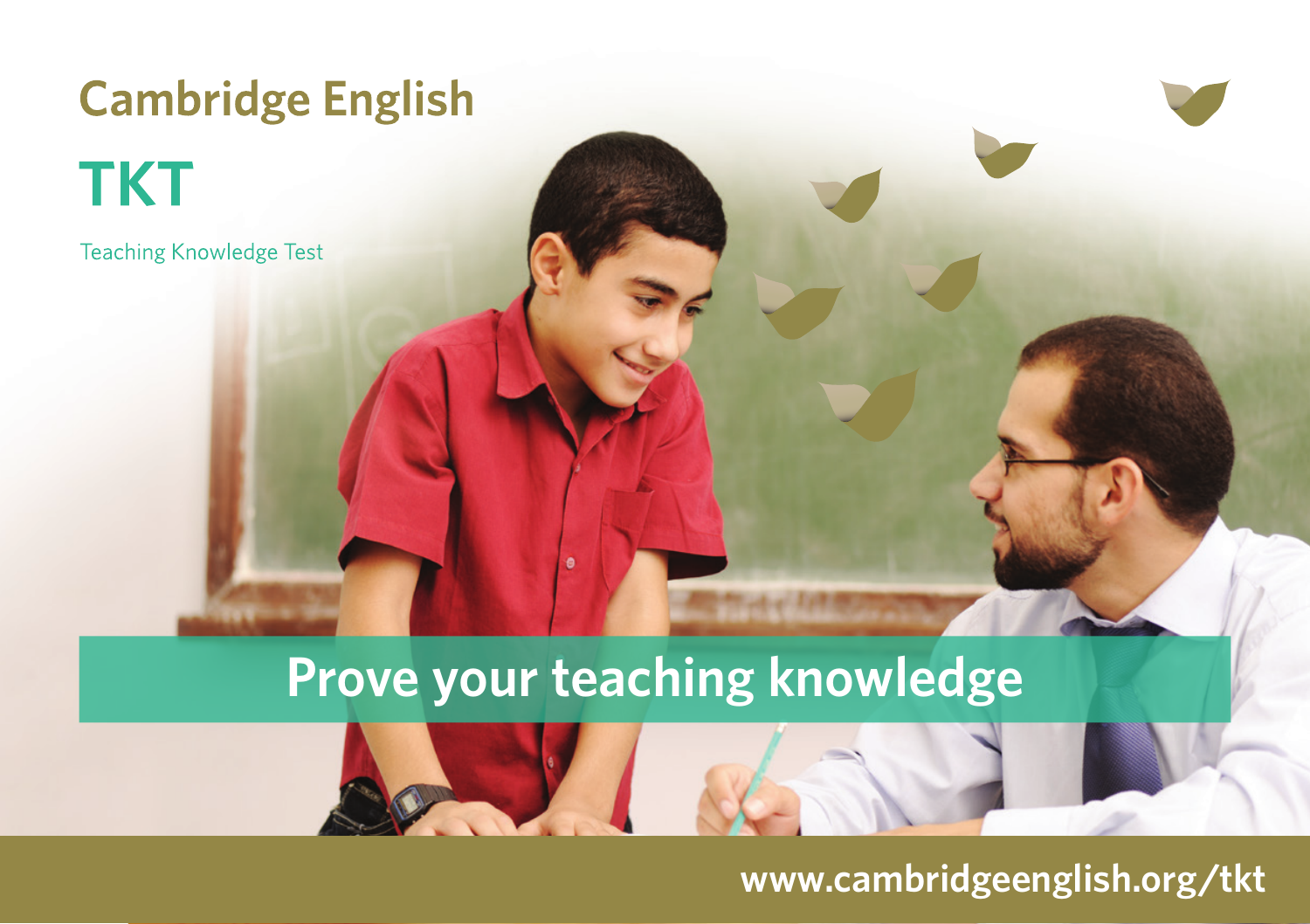# Cambridge English

## TKT

Teaching Knowledge Test

**Prove your teaching knowledge**

www.cambridgeenglish.org/tkt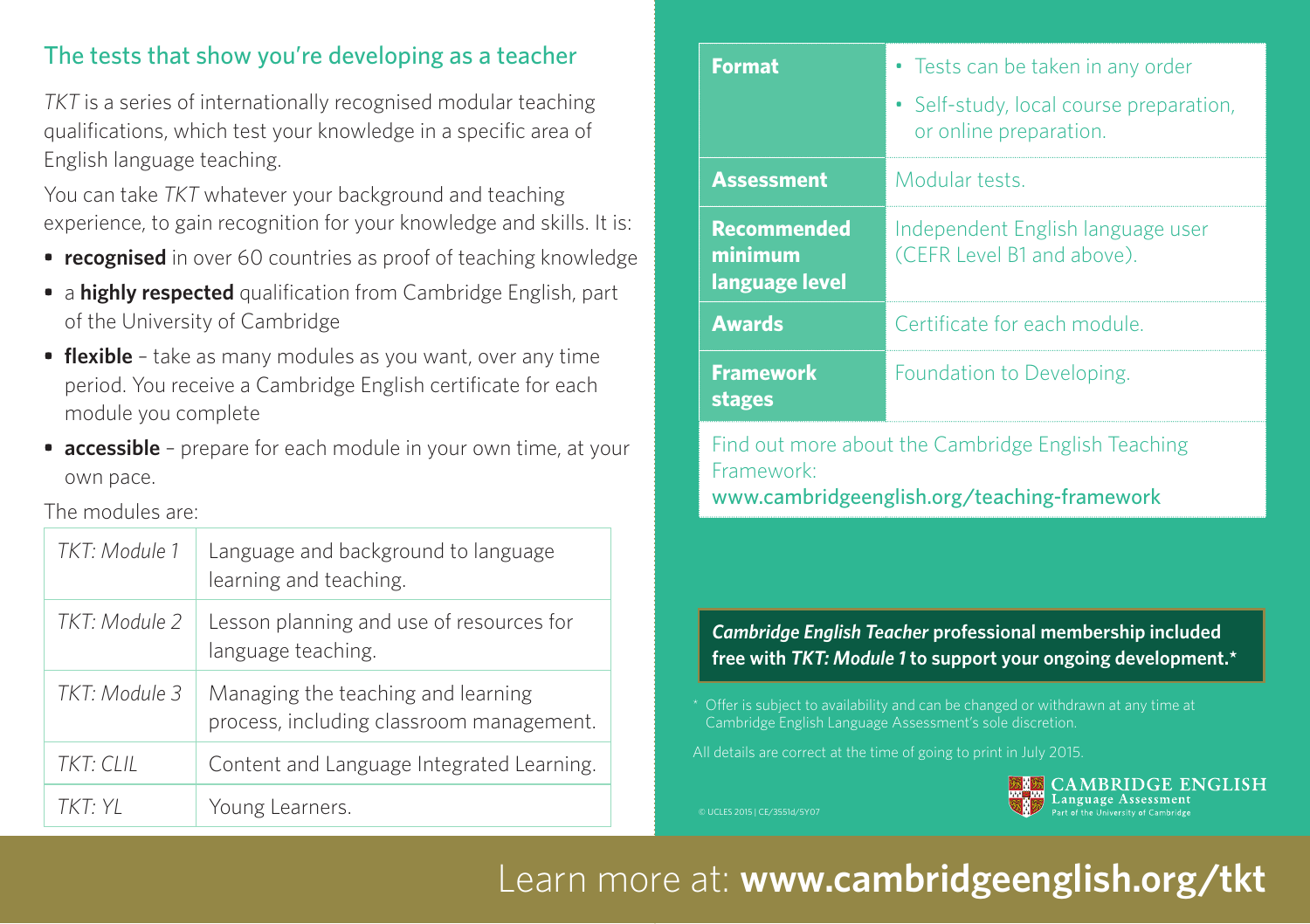## The tests that show you're developing as a teacher

*TKT* is a series of internationally recognised modular teaching qualifications, which test your knowledge in a specific area of English language teaching.

You can take *TKT* whatever your background and teaching experience, to gain recognition for your knowledge and skills. It is:

- **recognised** in over 60 countries as proof of teaching knowledge
- a **highly respected** qualification from Cambridge English, part of the University of Cambridge
- **flexible** – take as many modules as you want, over any time period. You receive a Cambridge English certificate for each module you complete
- **accessible** – prepare for each module in your own time, at your own pace.

The modules are:

| | |
|---|---|
| *TKT: Module 1* | Language and background to language learning and teaching. |
| *TKT: Module 2* | Lesson planning and use of resources for language teaching. |
| *TKT: Module 3* | Managing the teaching and learning process, including classroom management. |
| *TKT: CLIL* | Content and Language Integrated Learning. |
| *TKT: YL* | Young Learners. |

| | |
|---|---|
| **Format** | • Tests can be taken in any order<br>• Self-study, local course preparation, or online preparation. |
| **Assessment** | Modular tests. |
| **Recommended minimum language level** | Independent English language user (CEFR Level B1 and above). |
| **Awards** | Certificate for each module. |
| **Framework stages** | Foundation to Developing. |

Find out more about the Cambridge English Teaching Framework:
www.cambridgeenglish.org/teaching-framework

***Cambridge English Teacher* professional membership included free with *TKT: Module 1* to support your ongoing development.\***

\* Offer is subject to availability and can be changed or withdrawn at any time at Cambridge English Language Assessment's sole discretion.

All details are correct at the time of going to print in July 2015.

© UCLES 2015 | CE/3551d/5Y07

CAMBRIDGE ENGLISH Language Assessment
Part of the University of Cambridge

Learn more at: **www.cambridgeenglish.org/tkt**